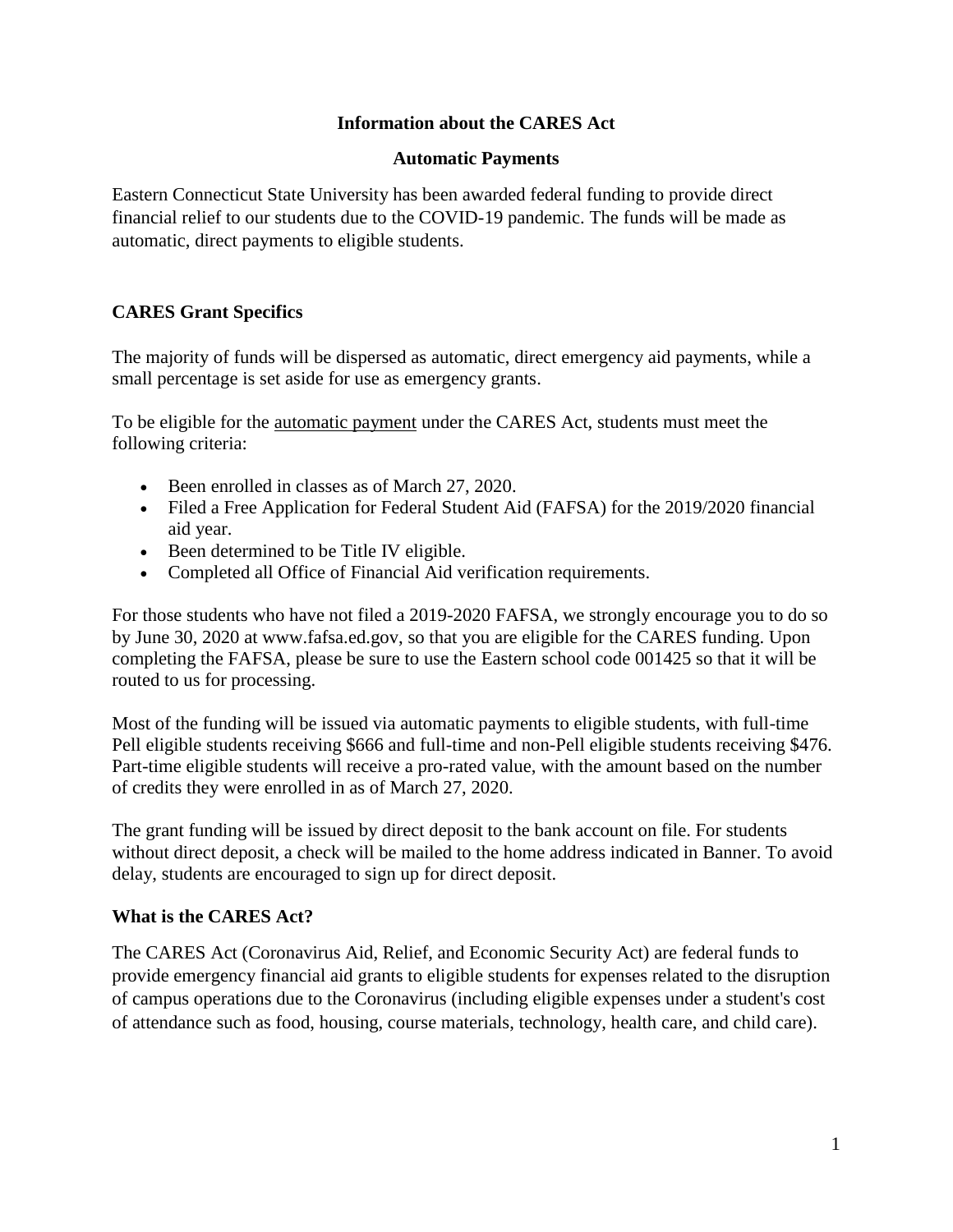# Information about the CARES Act

## Automatic Payments

Eastern Connecticut State University has been awarded federal funding to provide direct financial relief to our students due to the COVID-19 pandemic. The funds will be made as automatic, direct payments to eligible students.

### CARES Grant Specifics

The majority of funds will be dispersed as automatic, direct emergency aid payments, while a small percentage is set aside for use as emergency grants.

To be eligible for the automatic payment under the CARES Act, students must meet the following criteria:

- Been enrolled in classes as of March 27, 2020.
- Filed a Free Application for Federal Student Aid (FAFSA) for the 2019/2020 financial aid year.
- Been determined to be Title IV eligible.
- Completed all Office of Financial Aid verification requirements.

For those students who have not filed a 2019-2020 FAFSA, we strongly encourage you to do so by June 30, 2020 at www.fafsa.ed.gov, so that you are eligible for the CARES funding. Upon completing the FAFSA, please be sure to use the Eastern school code 001425 so that it will be routed to us for processing.

Most of the funding will be issued via automatic payments to eligible students, with full-time Pell eligible students receiving $666 and full-time and non-Pell eligible students receiving $476. Part-time eligible students will receive a pro-rated value, with the amount based on the number of credits they were enrolled in as of March 27, 2020.

The grant funding will be issued by direct deposit to the bank account on file. For students without direct deposit, a check will be mailed to the home address indicated in Banner. To avoid delay, students are encouraged to sign up for direct deposit.

### What is the CARES Act?

The CARES Act (Coronavirus Aid, Relief, and Economic Security Act) are federal funds to provide emergency financial aid grants to eligible students for expenses related to the disruption of campus operations due to the Coronavirus (including eligible expenses under a student's cost of attendance such as food, housing, course materials, technology, health care, and child care).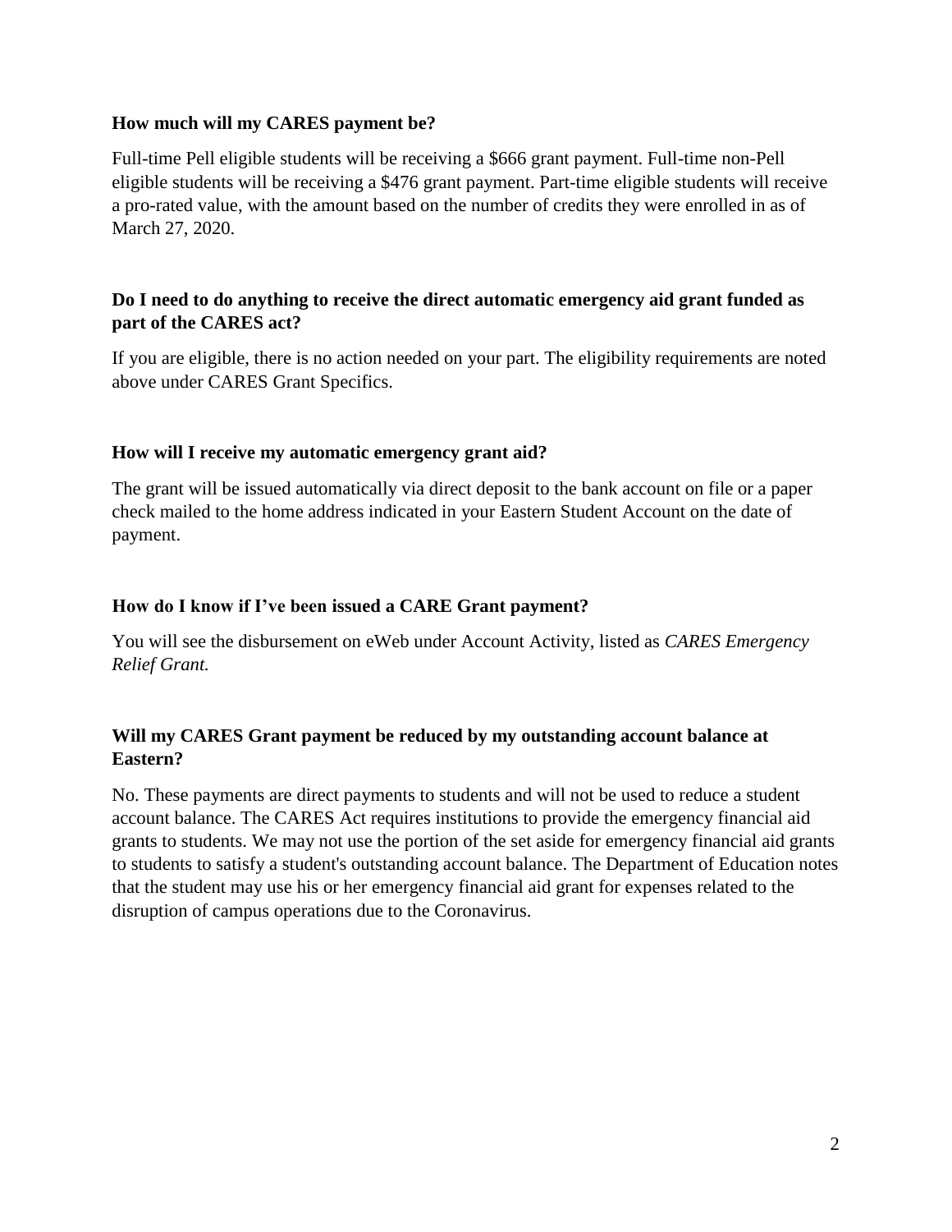**How much will my CARES payment be?**

Full-time Pell eligible students will be receiving a $666 grant payment. Full-time non-Pell eligible students will be receiving a $476 grant payment. Part-time eligible students will receive a pro-rated value, with the amount based on the number of credits they were enrolled in as of March 27, 2020.

**Do I need to do anything to receive the direct automatic emergency aid grant funded as part of the CARES act?**

If you are eligible, there is no action needed on your part. The eligibility requirements are noted above under CARES Grant Specifics.

**How will I receive my automatic emergency grant aid?**

The grant will be issued automatically via direct deposit to the bank account on file or a paper check mailed to the home address indicated in your Eastern Student Account on the date of payment.

**How do I know if I've been issued a CARE Grant payment?**

You will see the disbursement on eWeb under Account Activity, listed as *CARES Emergency Relief Grant.*

**Will my CARES Grant payment be reduced by my outstanding account balance at Eastern?**

No. These payments are direct payments to students and will not be used to reduce a student account balance. The CARES Act requires institutions to provide the emergency financial aid grants to students. We may not use the portion of the set aside for emergency financial aid grants to students to satisfy a student's outstanding account balance. The Department of Education notes that the student may use his or her emergency financial aid grant for expenses related to the disruption of campus operations due to the Coronavirus.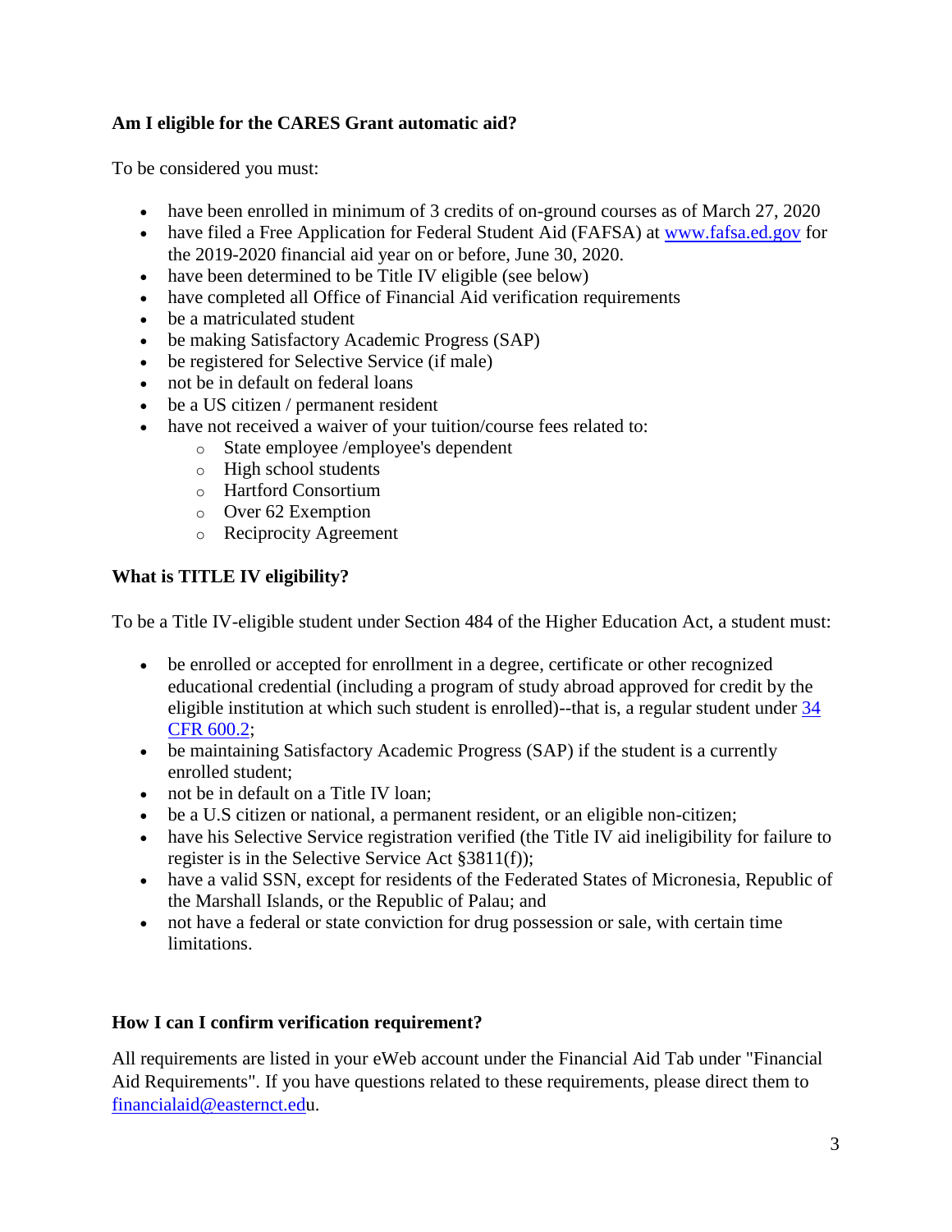**Am I eligible for the CARES Grant automatic aid?**

To be considered you must:

- have been enrolled in minimum of 3 credits of on-ground courses as of March 27, 2020
- have filed a Free Application for Federal Student Aid (FAFSA) at [www.fafsa.ed.gov](www.fafsa.ed.gov) for the 2019-2020 financial aid year on or before, June 30, 2020.
- have been determined to be Title IV eligible (see below)
- have completed all Office of Financial Aid verification requirements
- be a matriculated student
- be making Satisfactory Academic Progress (SAP)
- be registered for Selective Service (if male)
- not be in default on federal loans
- be a US citizen / permanent resident
- have not received a waiver of your tuition/course fees related to:
    - State employee /employee's dependent
    - High school students
    - Hartford Consortium
    - Over 62 Exemption
    - Reciprocity Agreement

**What is TITLE IV eligibility?**

To be a Title IV-eligible student under Section 484 of the Higher Education Act, a student must:

- be enrolled or accepted for enrollment in a degree, certificate or other recognized educational credential (including a program of study abroad approved for credit by the eligible institution at which such student is enrolled)--that is, a regular student under [34 CFR 600.2](34 CFR 600.2);
- be maintaining Satisfactory Academic Progress (SAP) if the student is a currently enrolled student;
- not be in default on a Title IV loan;
- be a U.S citizen or national, a permanent resident, or an eligible non-citizen;
- have his Selective Service registration verified (the Title IV aid ineligibility for failure to register is in the Selective Service Act §3811(f));
- have a valid SSN, except for residents of the Federated States of Micronesia, Republic of the Marshall Islands, or the Republic of Palau; and
- not have a federal or state conviction for drug possession or sale, with certain time limitations.

**How I can I confirm verification requirement?**

All requirements are listed in your eWeb account under the Financial Aid Tab under "Financial Aid Requirements". If you have questions related to these requirements, please direct them to [financialaid@easternct.edu](mailto:financialaid@easternct.edu).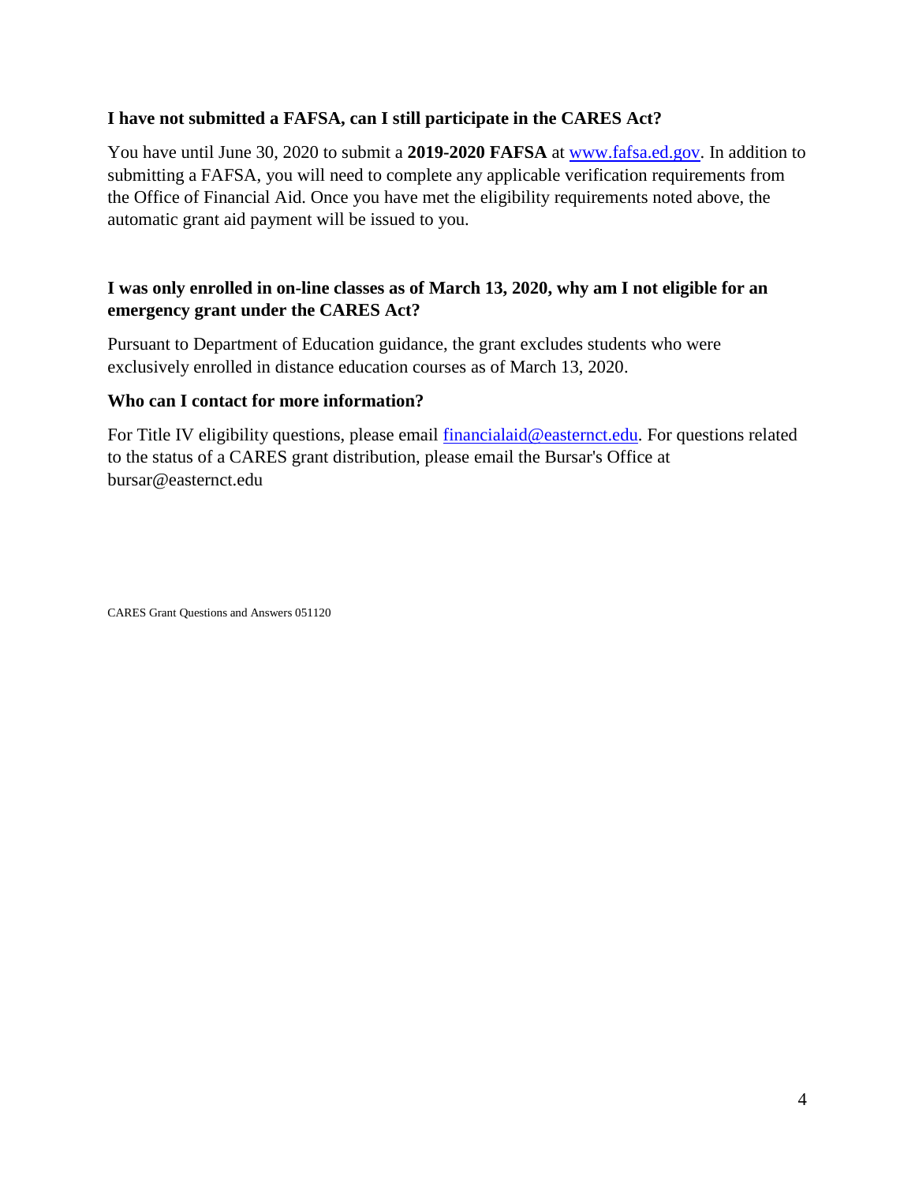### I have not submitted a FAFSA, can I still participate in the CARES Act?

You have until June 30, 2020 to submit a **2019-2020 FAFSA** at [www.fafsa.ed.gov](www.fafsa.ed.gov). In addition to submitting a FAFSA, you will need to complete any applicable verification requirements from the Office of Financial Aid. Once you have met the eligibility requirements noted above, the automatic grant aid payment will be issued to you.

### I was only enrolled in on-line classes as of March 13, 2020, why am I not eligible for an emergency grant under the CARES Act?

Pursuant to Department of Education guidance, the grant excludes students who were exclusively enrolled in distance education courses as of March 13, 2020.

### Who can I contact for more information?

For Title IV eligibility questions, please email [financialaid@easternct.edu](mailto:financialaid@easternct.edu). For questions related to the status of a CARES grant distribution, please email the Bursar's Office at bursar@easternct.edu

CARES Grant Questions and Answers 051120